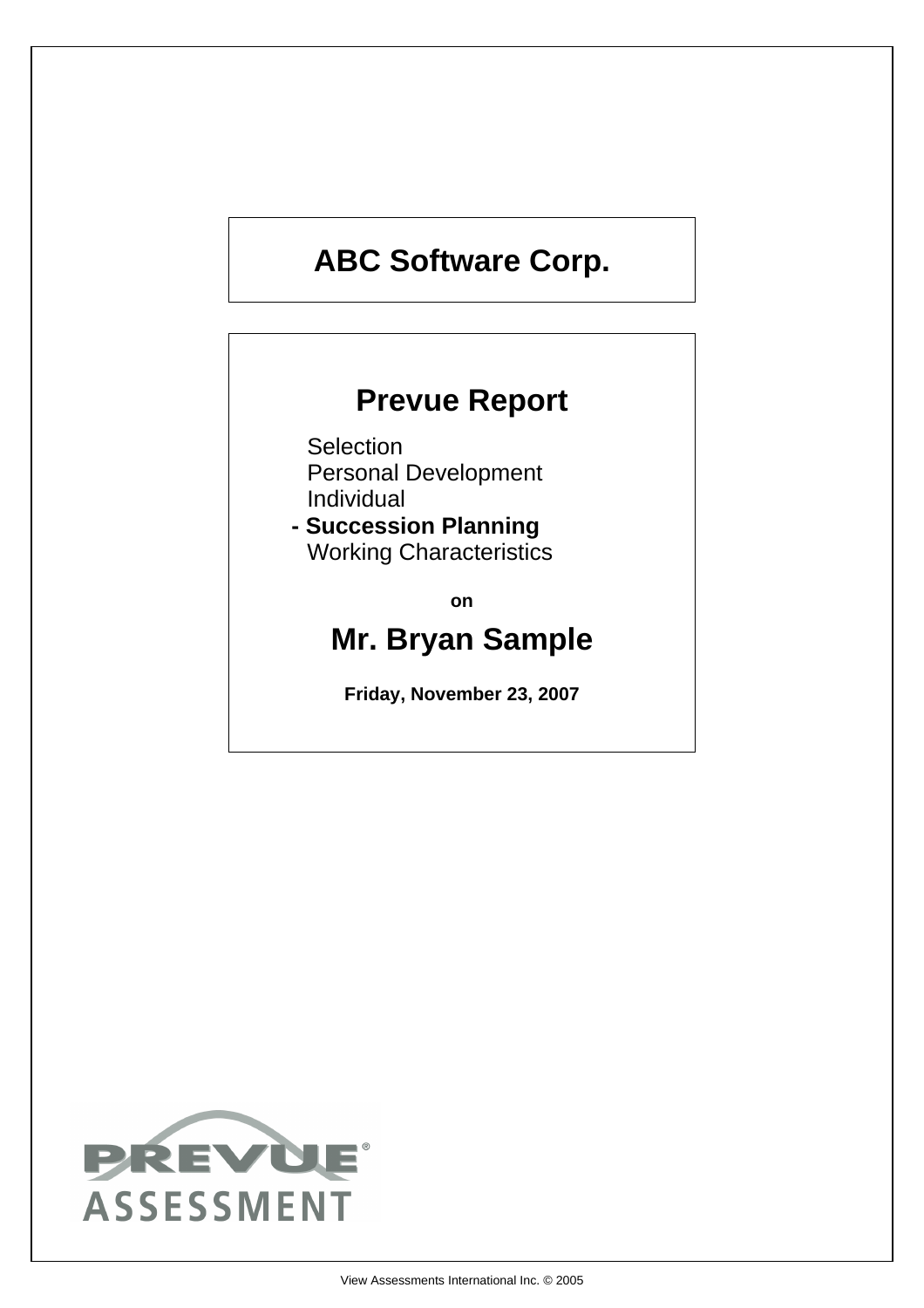# ABC Software Corp.

## Prevue Report

Selection
Personal Development
Individual
**- Succession Planning**
Working Characteristics

**on**

## Mr. Bryan Sample

**Friday, November 23, 2007**

PREVUE® ASSESSMENT

View Assessments International Inc. © 2005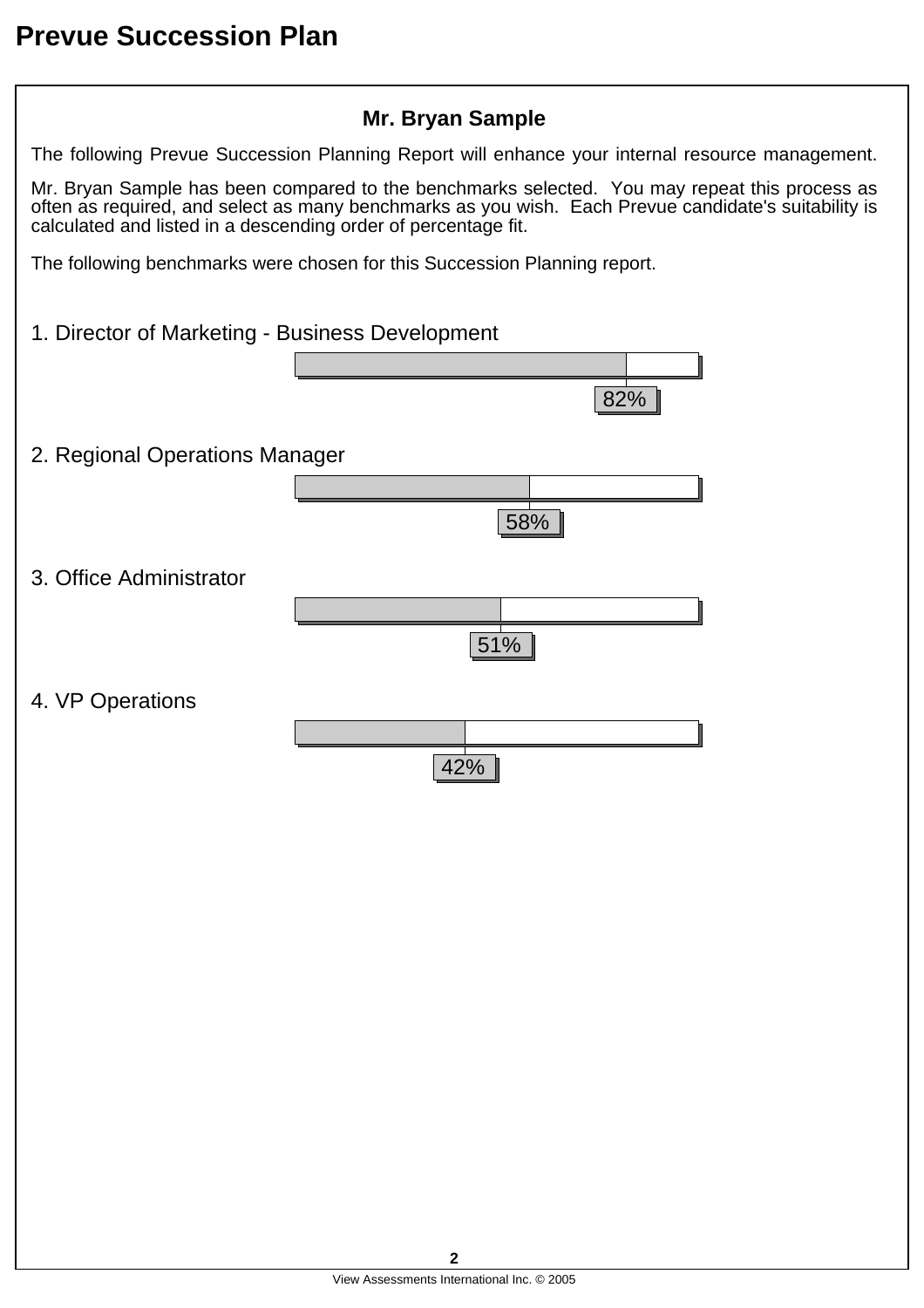# Prevue Succession Plan

**Mr. Bryan Sample**

The following Prevue Succession Planning Report will enhance your internal resource management.

Mr. Bryan Sample has been compared to the benchmarks selected. You may repeat this process as often as required, and select as many benchmarks as you wish. Each Prevue candidate's suitability is calculated and listed in a descending order of percentage fit.

The following benchmarks were chosen for this Succession Planning report.

1. Director of Marketing - Business Development

82%

2. Regional Operations Manager

58%

3. Office Administrator

51%

4. VP Operations

42%

View Assessments International Inc. © 2005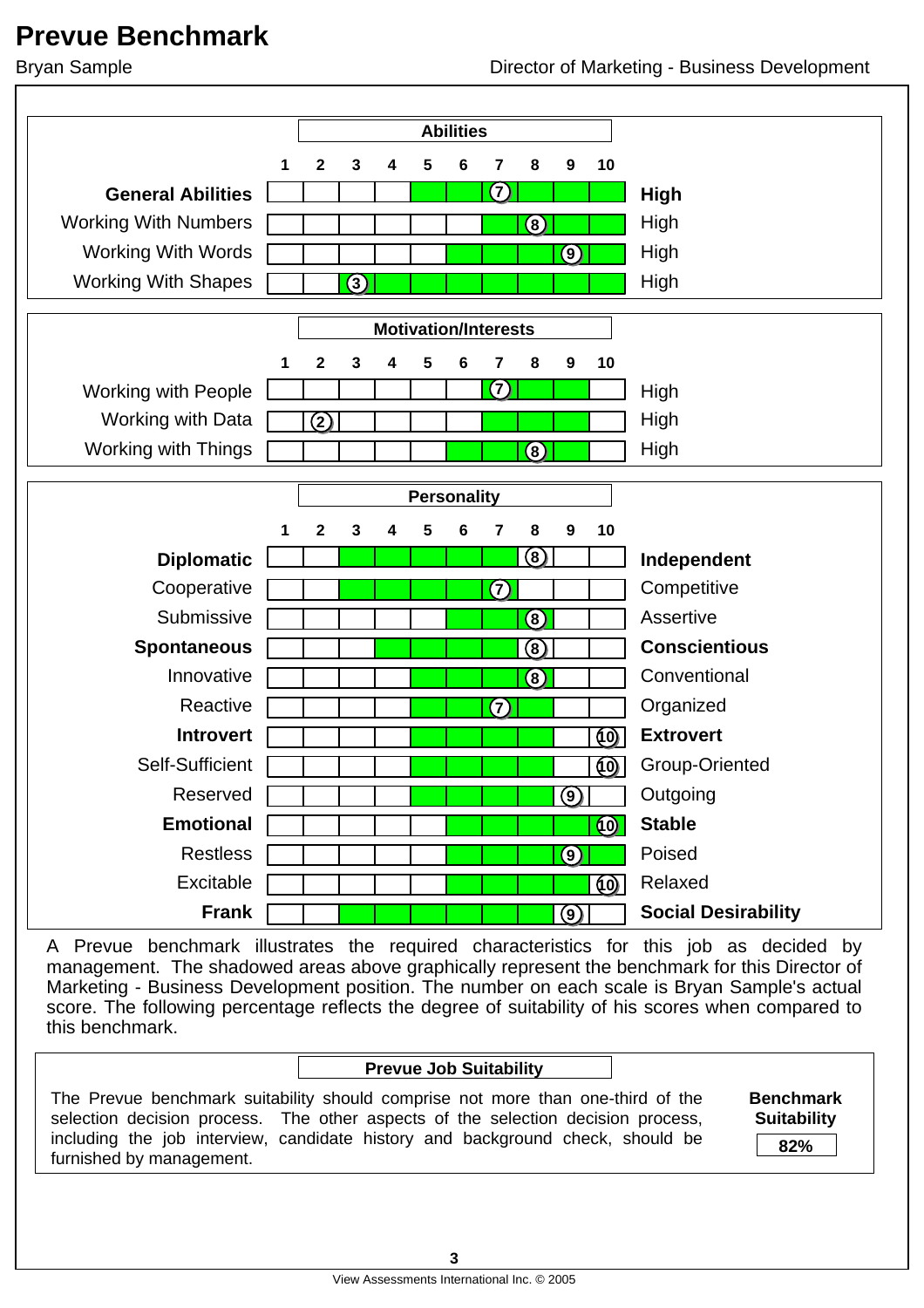# Prevue Benchmark

Bryan Sample

Director of Marketing - Business Development

**Abilities**

1 2 3 4 5 6 7 8 9 10

**General Abilities** 7 **High**

Working With Numbers 8 High

Working With Words 9 High

Working With Shapes 3 High

**Motivation/Interests**

1 2 3 4 5 6 7 8 9 10

Working with People 7 High

Working with Data 2 High

Working with Things 8 High

**Personality**

1 2 3 4 5 6 7 8 9 10

**Diplomatic** 8 **Independent**

Cooperative 7 Competitive

Submissive 8 Assertive

**Spontaneous** 8 **Conscientious**

Innovative 8 Conventional

Reactive 7 Organized

**Introvert** 10 **Extrovert**

Self-Sufficient 10 Group-Oriented

Reserved 9 Outgoing

**Emotional** 10 **Stable**

Restless 9 Poised

Excitable 10 Relaxed

**Frank** 9 **Social Desirability**

A Prevue benchmark illustrates the required characteristics for this job as decided by management. The shadowed areas above graphically represent the benchmark for this Director of Marketing - Business Development position. The number on each scale is Bryan Sample's actual score. The following percentage reflects the degree of suitability of his scores when compared to this benchmark.

**Prevue Job Suitability**

The Prevue benchmark suitability should comprise not more than one-third of the selection decision process. The other aspects of the selection decision process, including the job interview, candidate history and background check, should be furnished by management.

**Benchmark Suitability**

**82%**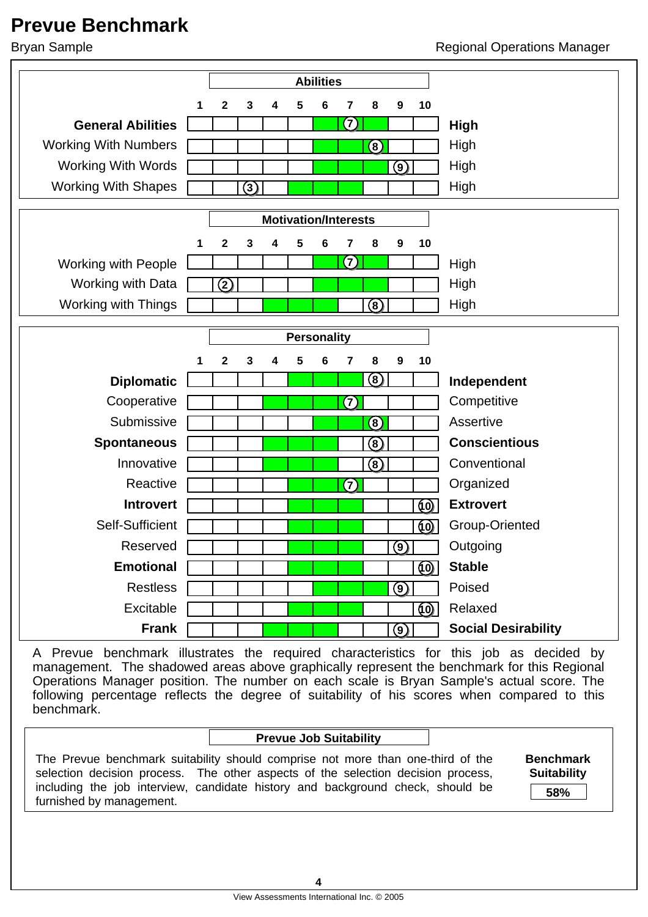# Prevue Benchmark

Bryan Sample — Regional Operations Manager

## Abilities

| Scale | Score | Benchmark | Level |
|---|---|---|---|
| **General Abilities** | 7 | 6–8 | **High** |
| Working With Numbers | 8 | 6–8 | High |
| Working With Words | 9 | 6–8 | High |
| Working With Shapes | 3 | 5–7 | High |

## Motivation/Interests

| Scale | Score | Benchmark | Level |
|---|---|---|---|
| Working with People | 7 | 6–8 | High |
| Working with Data | 2 | 6–8 | High |
| Working with Things | 8 | 4–6 | High |

## Personality

| Low | Score | Benchmark | High |
|---|---|---|---|
| **Diplomatic** | 8 | 5–7 | **Independent** |
| Cooperative | 7 | 4–7 | Competitive |
| Submissive | 8 | 6–8 | Assertive |
| **Spontaneous** | 8 | 4–6 | **Conscientious** |
| Innovative | 8 | 4–6 | Conventional |
| Reactive | 7 | 5–7 | Organized |
| **Introvert** | 10 | 5–7 | **Extrovert** |
| Self-Sufficient | 10 | 5–7 | Group-Oriented |
| Reserved | 9 | 5–7 | Outgoing |
| **Emotional** | 10 | 5–7 | **Stable** |
| Restless | 9 | 6–8 | Poised |
| Excitable | 10 | 5–7 | Relaxed |
| **Frank** | 9 | 4–6 | **Social Desirability** |

A Prevue benchmark illustrates the required characteristics for this job as decided by management. The shadowed areas above graphically represent the benchmark for this Regional Operations Manager position. The number on each scale is Bryan Sample's actual score. The following percentage reflects the degree of suitability of his scores when compared to this benchmark.

## Prevue Job Suitability

The Prevue benchmark suitability should comprise not more than one-third of the selection decision process. The other aspects of the selection decision process, including the job interview, candidate history and background check, should be furnished by management.

**Benchmark Suitability**

**58%**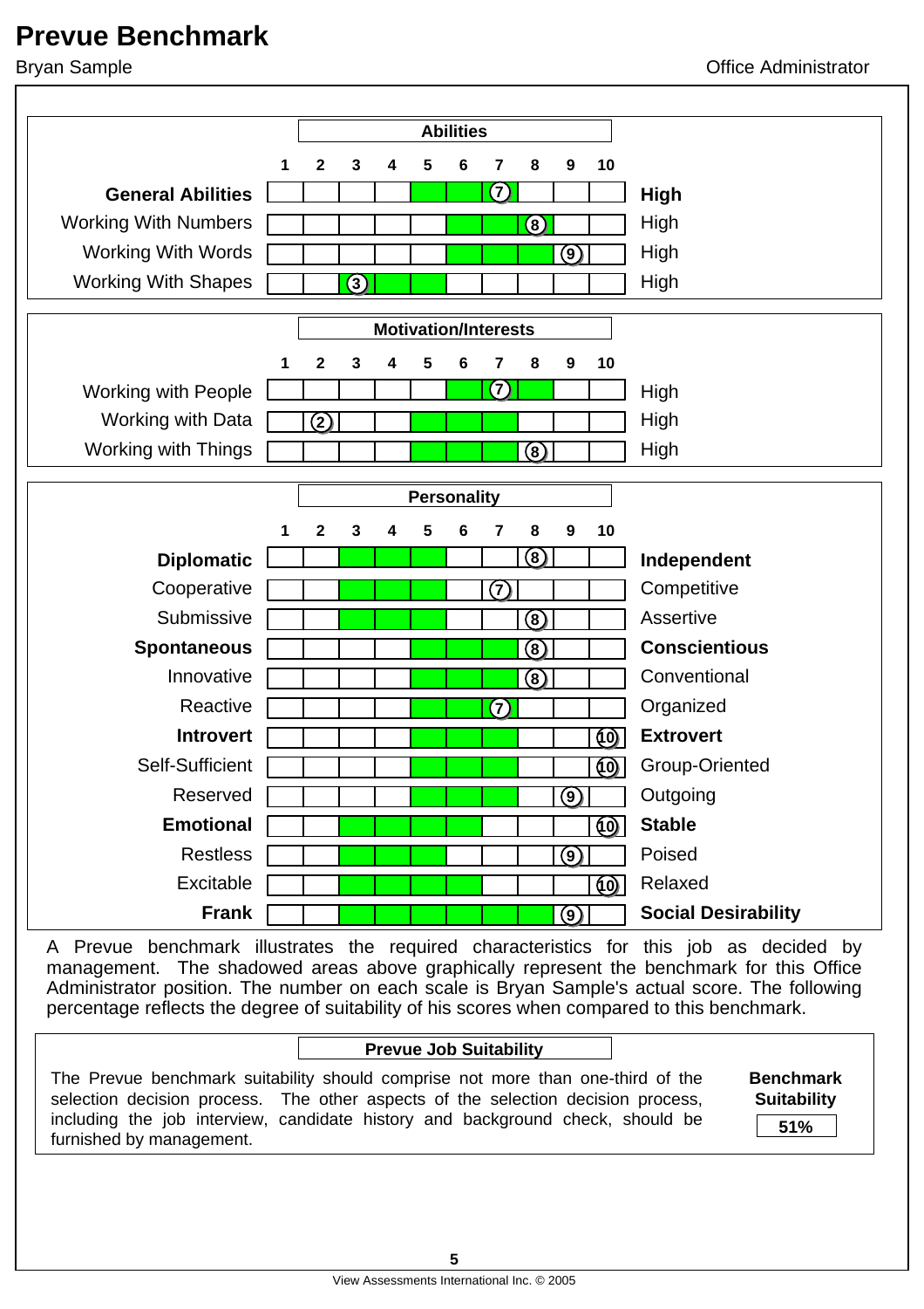# Prevue Benchmark

Bryan Sample

Office Administrator

**Abilities**

1 2 3 4 5 6 7 8 9 10

**General Abilities** 7 **High**

Working With Numbers 8 High

Working With Words 9 High

Working With Shapes 3 High

**Motivation/Interests**

1 2 3 4 5 6 7 8 9 10

Working with People 7 High

Working with Data 2 High

Working with Things 8 High

**Personality**

1 2 3 4 5 6 7 8 9 10

**Diplomatic** 8 **Independent**

Cooperative 7 Competitive

Submissive 8 Assertive

**Spontaneous** 8 **Conscientious**

Innovative 8 Conventional

Reactive 7 Organized

**Introvert** 10 **Extrovert**

Self-Sufficient 10 Group-Oriented

Reserved 9 Outgoing

**Emotional** 10 **Stable**

Restless 9 Poised

Excitable 10 Relaxed

**Frank** 9 **Social Desirability**

A Prevue benchmark illustrates the required characteristics for this job as decided by management. The shadowed areas above graphically represent the benchmark for this Office Administrator position. The number on each scale is Bryan Sample's actual score. The following percentage reflects the degree of suitability of his scores when compared to this benchmark.

**Prevue Job Suitability**

The Prevue benchmark suitability should comprise not more than one-third of the selection decision process. The other aspects of the selection decision process, including the job interview, candidate history and background check, should be furnished by management.

**Benchmark Suitability**

**51%**

View Assessments International Inc. © 2005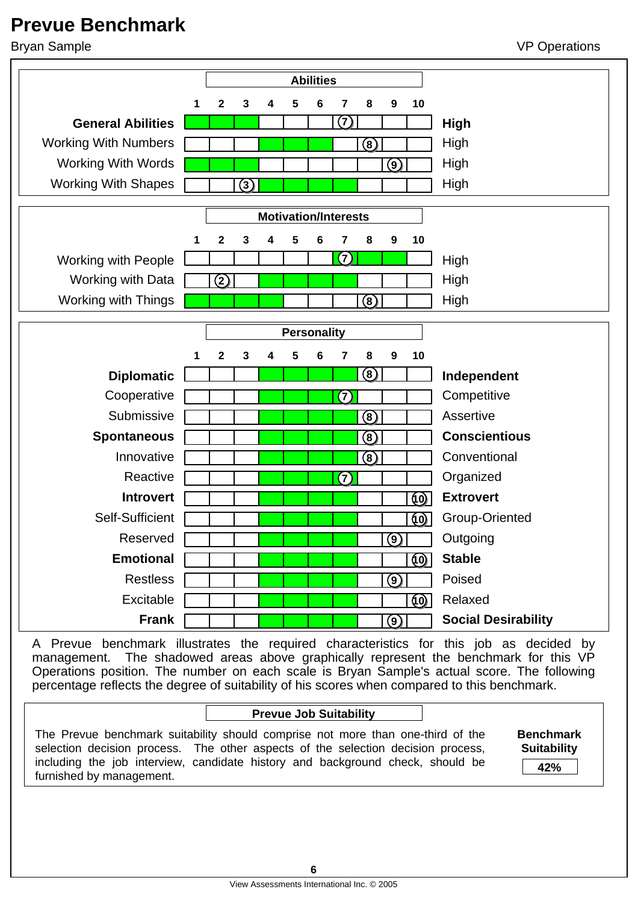# Prevue Benchmark

Bryan Sample — VP Operations

## Abilities

| Scale | Score | Benchmark range | |
|---|---|---|---|
| **General Abilities** | 7 | 1–3 | **High** |
| Working With Numbers | 8 | 4–6 | High |
| Working With Words | 9 | 1–3 | High |
| Working With Shapes | 3 | 4–7 | High |

## Motivation/Interests

| Scale | Score | Benchmark range | |
|---|---|---|---|
| Working with People | 7 | 7–9 | High |
| Working with Data | 2 | 4–7 | High |
| Working with Things | 8 | 1–4 | High |

## Personality

| Low end | Score | Benchmark range | High end |
|---|---|---|---|
| **Diplomatic** | 8 | 4–7 | **Independent** |
| Cooperative | 7 | 4–7 | Competitive |
| Submissive | 8 | 4–7 | Assertive |
| **Spontaneous** | 8 | 4–7 | **Conscientious** |
| Innovative | 8 | 4–7 | Conventional |
| Reactive | 7 | 4–7 | Organized |
| **Introvert** | 10 | 4–7 | **Extrovert** |
| Self-Sufficient | 10 | 4–7 | Group-Oriented |
| Reserved | 9 | 4–7 | Outgoing |
| **Emotional** | 10 | 4–7 | **Stable** |
| Restless | 9 | 4–7 | Poised |
| Excitable | 10 | 4–7 | Relaxed |
| **Frank** | 9 | 4–7 | **Social Desirability** |

A Prevue benchmark illustrates the required characteristics for this job as decided by management. The shadowed areas above graphically represent the benchmark for this VP Operations position. The number on each scale is Bryan Sample's actual score. The following percentage reflects the degree of suitability of his scores when compared to this benchmark.

## Prevue Job Suitability

The Prevue benchmark suitability should comprise not more than one-third of the selection decision process. The other aspects of the selection decision process, including the job interview, candidate history and background check, should be furnished by management.

**Benchmark Suitability**

**42%**

View Assessments International Inc. © 2005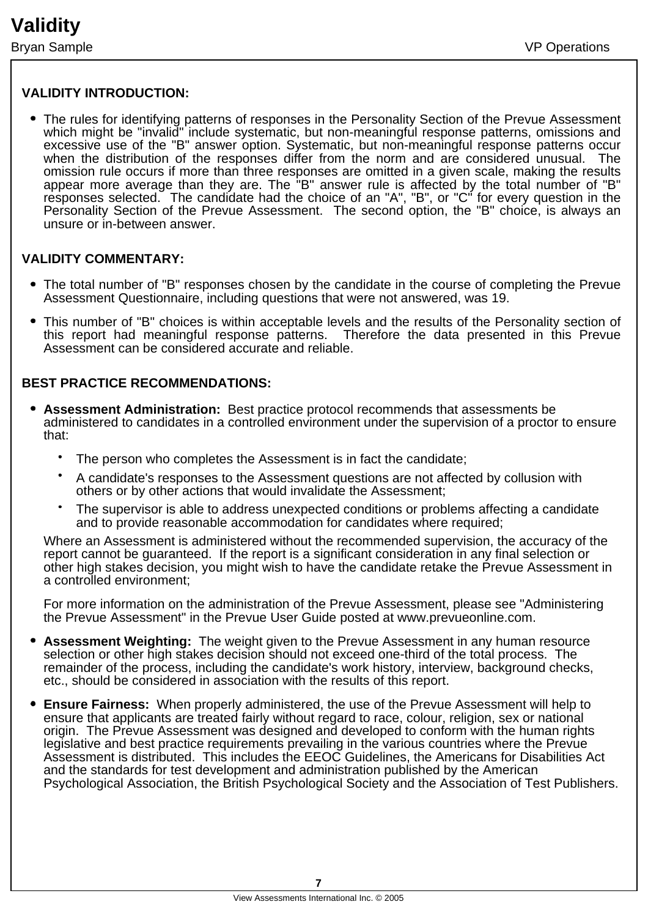# Validity

Bryan Sample VP Operations

**VALIDITY INTRODUCTION:**

- The rules for identifying patterns of responses in the Personality Section of the Prevue Assessment which might be "invalid" include systematic, but non-meaningful response patterns, omissions and excessive use of the "B" answer option. Systematic, but non-meaningful response patterns occur when the distribution of the responses differ from the norm and are considered unusual. The omission rule occurs if more than three responses are omitted in a given scale, making the results appear more average than they are. The "B" answer rule is affected by the total number of "B" responses selected. The candidate had the choice of an "A", "B", or "C" for every question in the Personality Section of the Prevue Assessment. The second option, the "B" choice, is always an unsure or in-between answer.

**VALIDITY COMMENTARY:**

- The total number of "B" responses chosen by the candidate in the course of completing the Prevue Assessment Questionnaire, including questions that were not answered, was 19.
- This number of "B" choices is within acceptable levels and the results of the Personality section of this report had meaningful response patterns. Therefore the data presented in this Prevue Assessment can be considered accurate and reliable.

**BEST PRACTICE RECOMMENDATIONS:**

- **Assessment Administration:** Best practice protocol recommends that assessments be administered to candidates in a controlled environment under the supervision of a proctor to ensure that:
  - The person who completes the Assessment is in fact the candidate;
  - A candidate's responses to the Assessment questions are not affected by collusion with others or by other actions that would invalidate the Assessment;
  - The supervisor is able to address unexpected conditions or problems affecting a candidate and to provide reasonable accommodation for candidates where required;

  Where an Assessment is administered without the recommended supervision, the accuracy of the report cannot be guaranteed. If the report is a significant consideration in any final selection or other high stakes decision, you might wish to have the candidate retake the Prevue Assessment in a controlled environment;

  For more information on the administration of the Prevue Assessment, please see "Administering the Prevue Assessment" in the Prevue User Guide posted at www.prevueonline.com.

- **Assessment Weighting:** The weight given to the Prevue Assessment in any human resource selection or other high stakes decision should not exceed one-third of the total process. The remainder of the process, including the candidate's work history, interview, background checks, etc., should be considered in association with the results of this report.
- **Ensure Fairness:** When properly administered, the use of the Prevue Assessment will help to ensure that applicants are treated fairly without regard to race, colour, religion, sex or national origin. The Prevue Assessment was designed and developed to conform with the human rights legislative and best practice requirements prevailing in the various countries where the Prevue Assessment is distributed. This includes the EEOC Guidelines, the Americans for Disabilities Act and the standards for test development and administration published by the American Psychological Association, the British Psychological Society and the Association of Test Publishers.